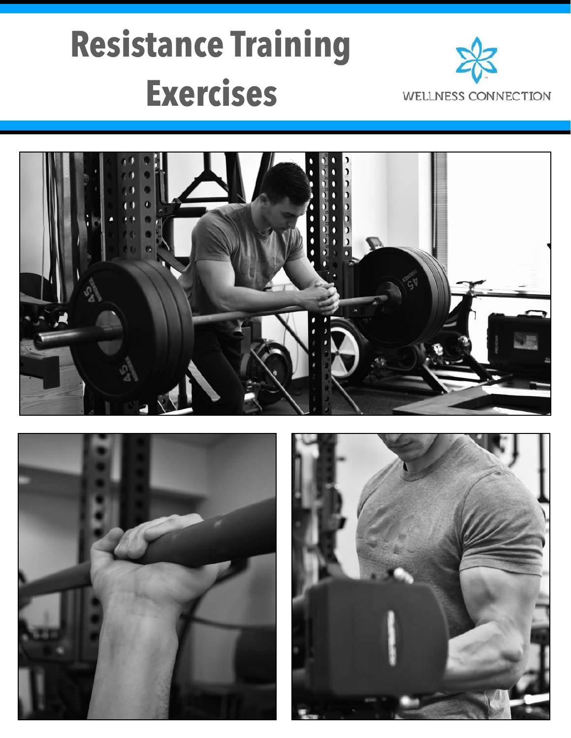# Resistance Training Exercises

WELLNESS CONNECTION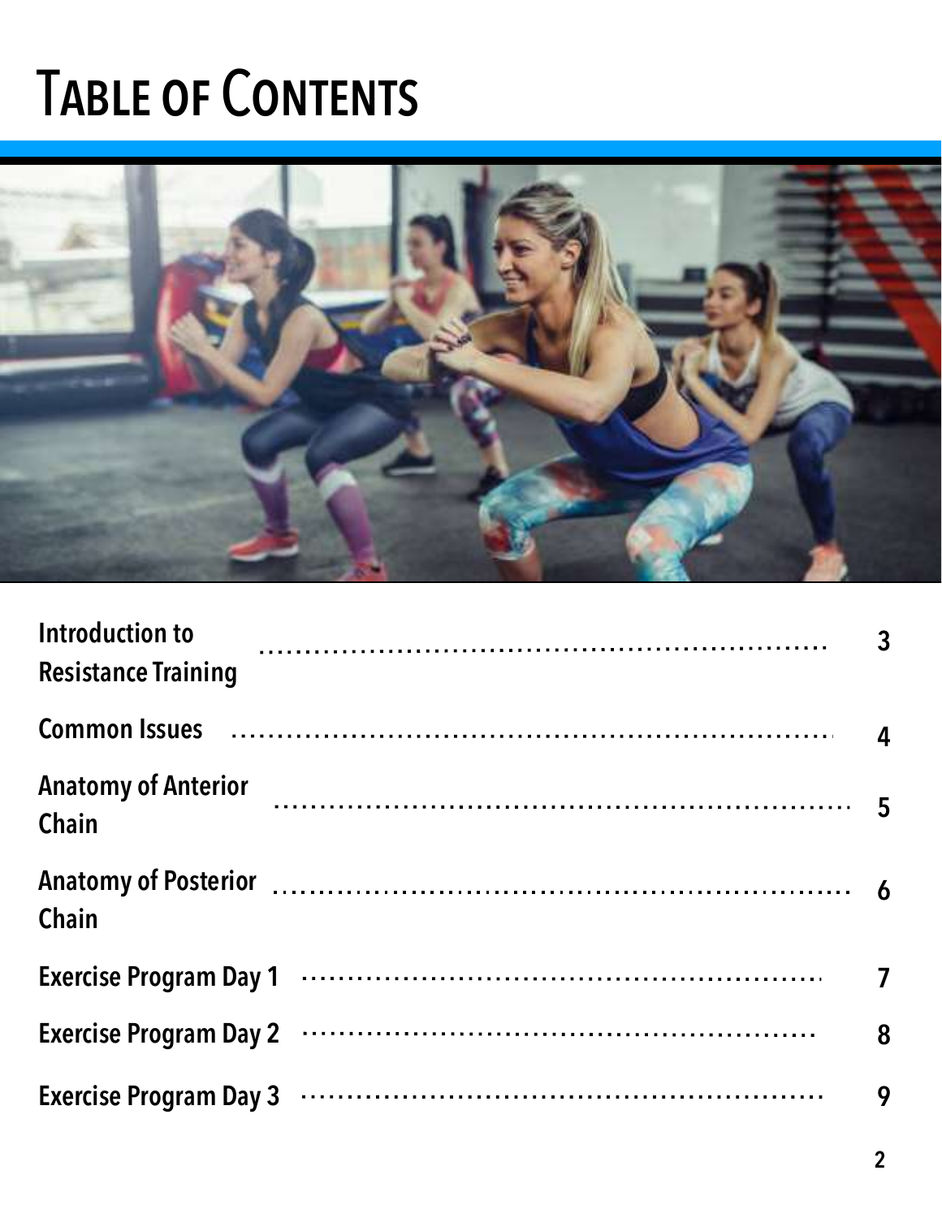# Table of Contents

| Section | Page |
| --- | --- |
| Introduction to Resistance Training | 3 |
| Common Issues | 4 |
| Anatomy of Anterior Chain | 5 |
| Anatomy of Posterior Chain | 6 |
| Exercise Program Day 1 | 7 |
| Exercise Program Day 2 | 8 |
| Exercise Program Day 3 | 9 |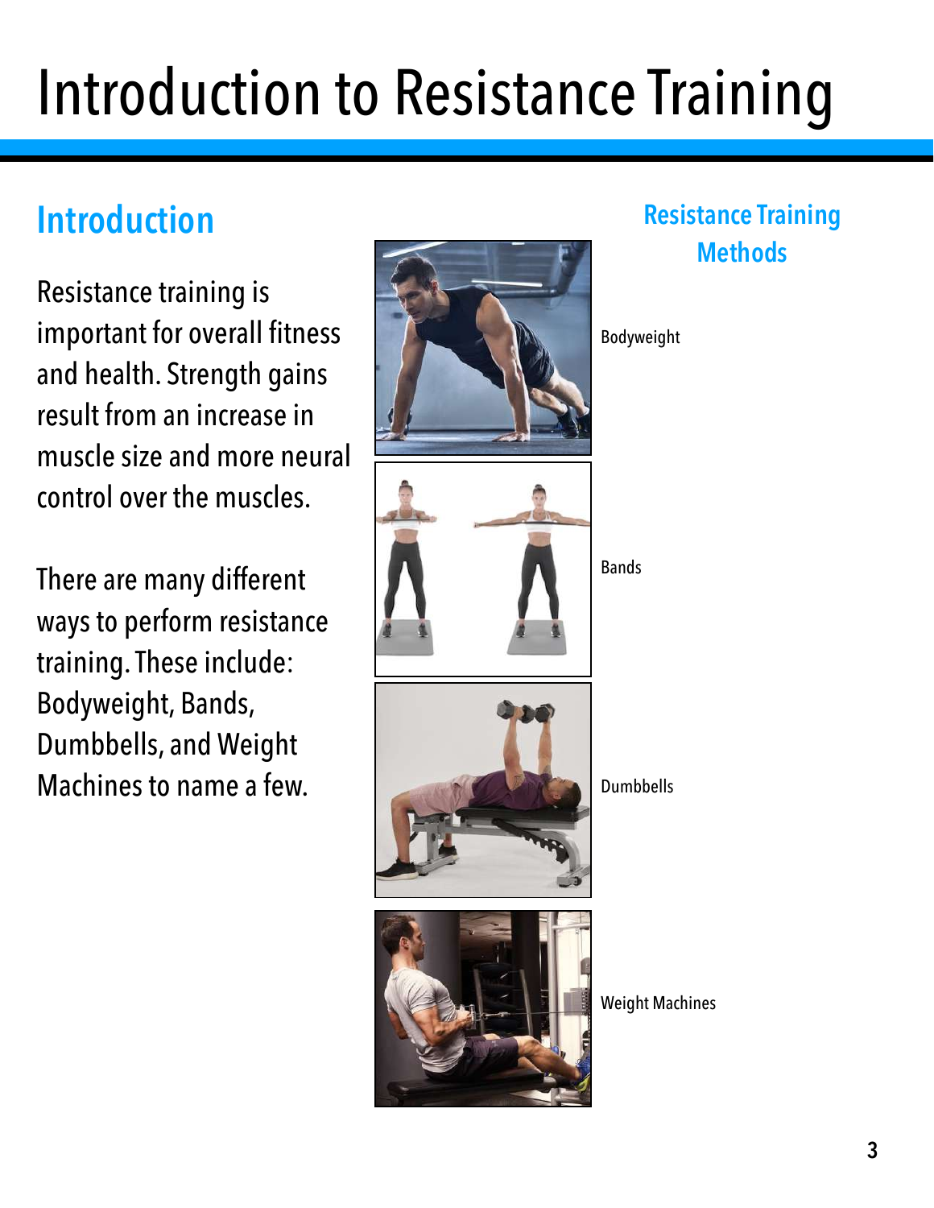# Introduction to Resistance Training

## Introduction

Resistance training is important for overall fitness and health. Strength gains result from an increase in muscle size and more neural control over the muscles.

There are many different ways to perform resistance training. These include: Bodyweight, Bands, Dumbbells, and Weight Machines to name a few.

## Resistance Training Methods

Bodyweight

Bands

Dumbbells

Weight Machines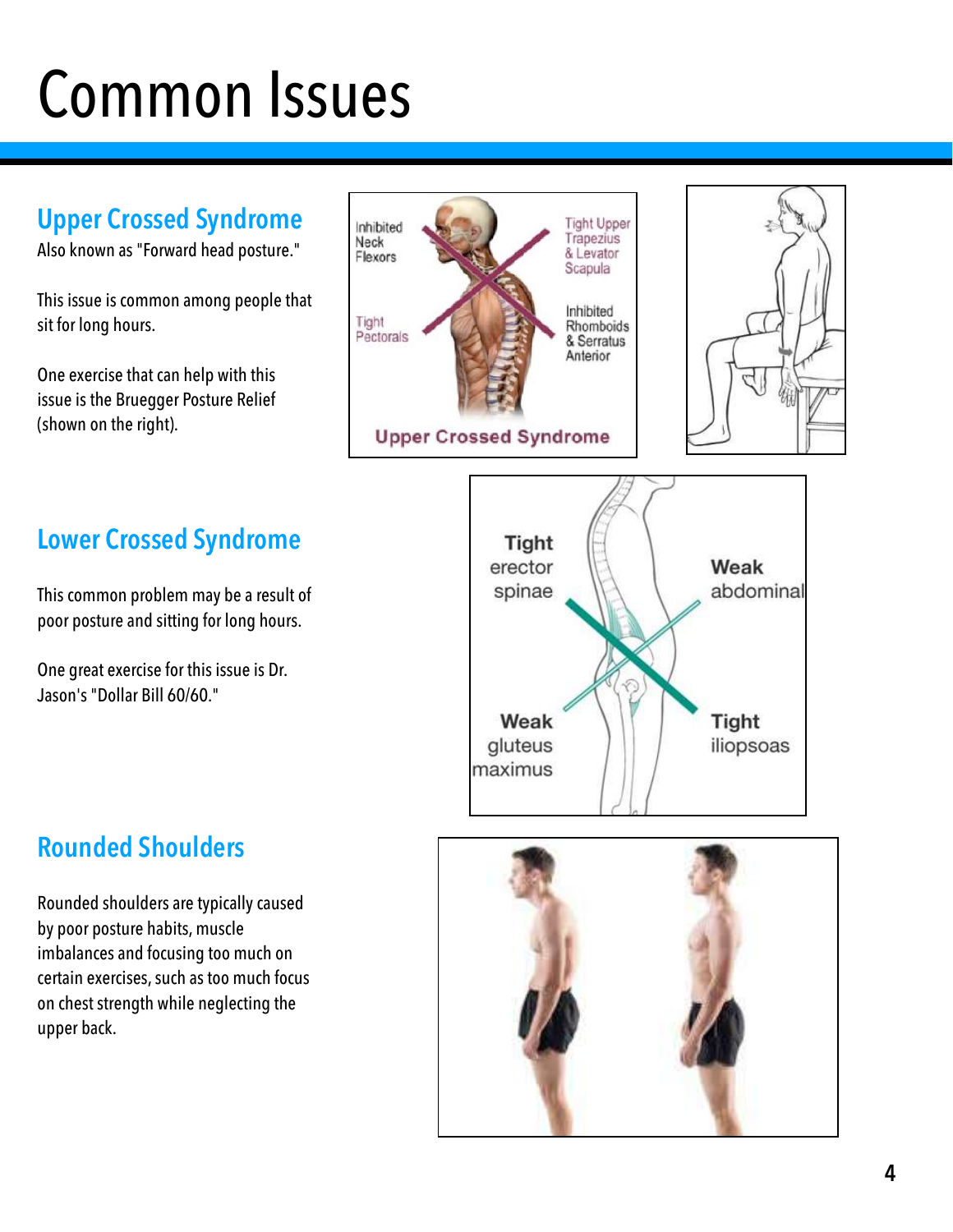# Common Issues

## Upper Crossed Syndrome

Also known as "Forward head posture."

This issue is common among people that sit for long hours.

One exercise that can help with this issue is the Bruegger Posture Relief (shown on the right).

Inhibited Neck Flexors

Tight Upper Trapezius & Levator Scapula

Tight Pectorals

Inhibited Rhomboids & Serratus Anterior

Upper Crossed Syndrome

## Lower Crossed Syndrome

This common problem may be a result of poor posture and sitting for long hours.

One great exercise for this issue is Dr. Jason's "Dollar Bill 60/60."

**Tight** erector spinae

**Weak** abdominal

**Weak** gluteus maximus

**Tight** iliopsoas

## Rounded Shoulders

Rounded shoulders are typically caused by poor posture habits, muscle imbalances and focusing too much on certain exercises, such as too much focus on chest strength while neglecting the upper back.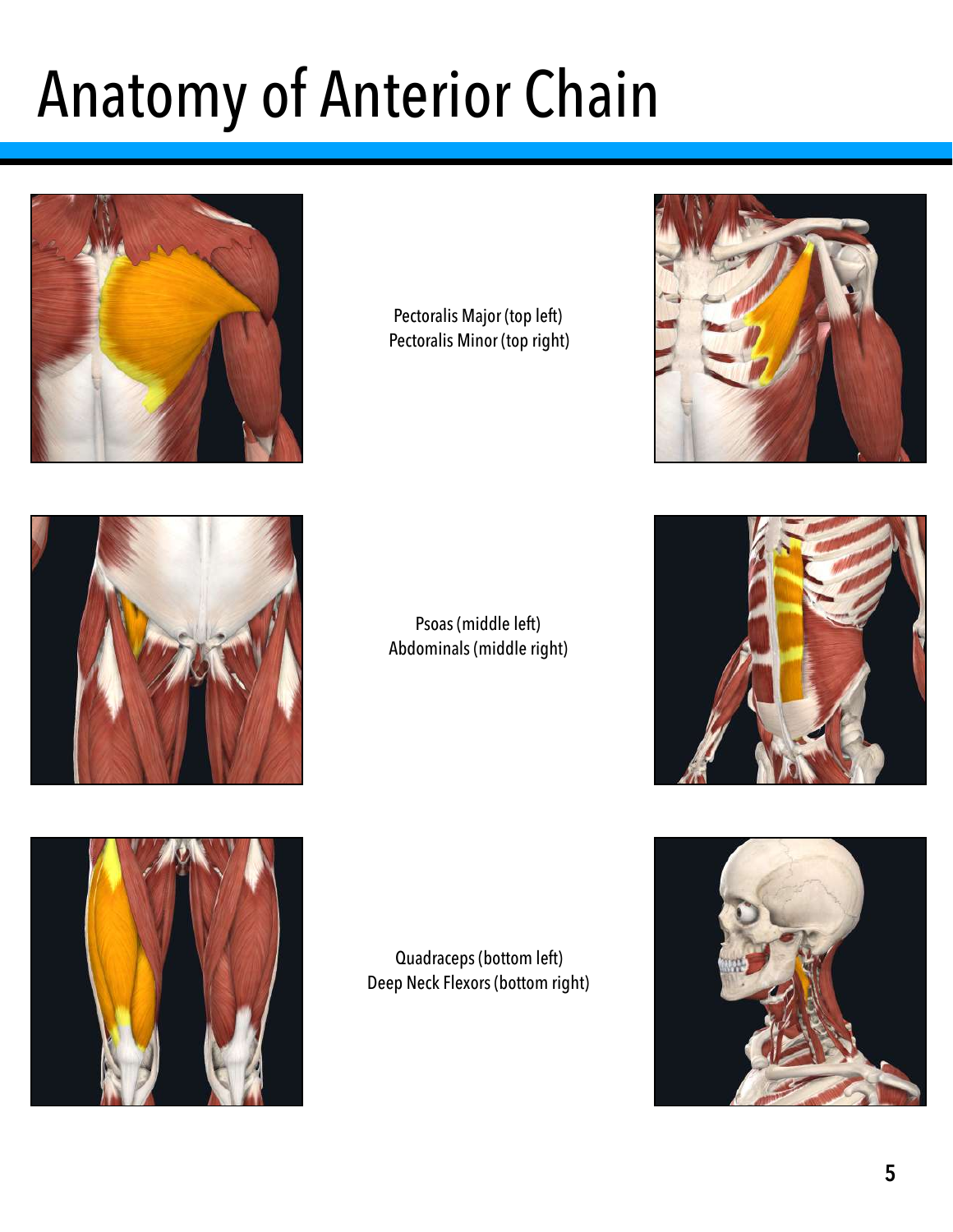# Anatomy of Anterior Chain

Pectoralis Major (top left)
Pectoralis Minor (top right)

Psoas (middle left)
Abdominals (middle right)

Quadraceps (bottom left)
Deep Neck Flexors (bottom right)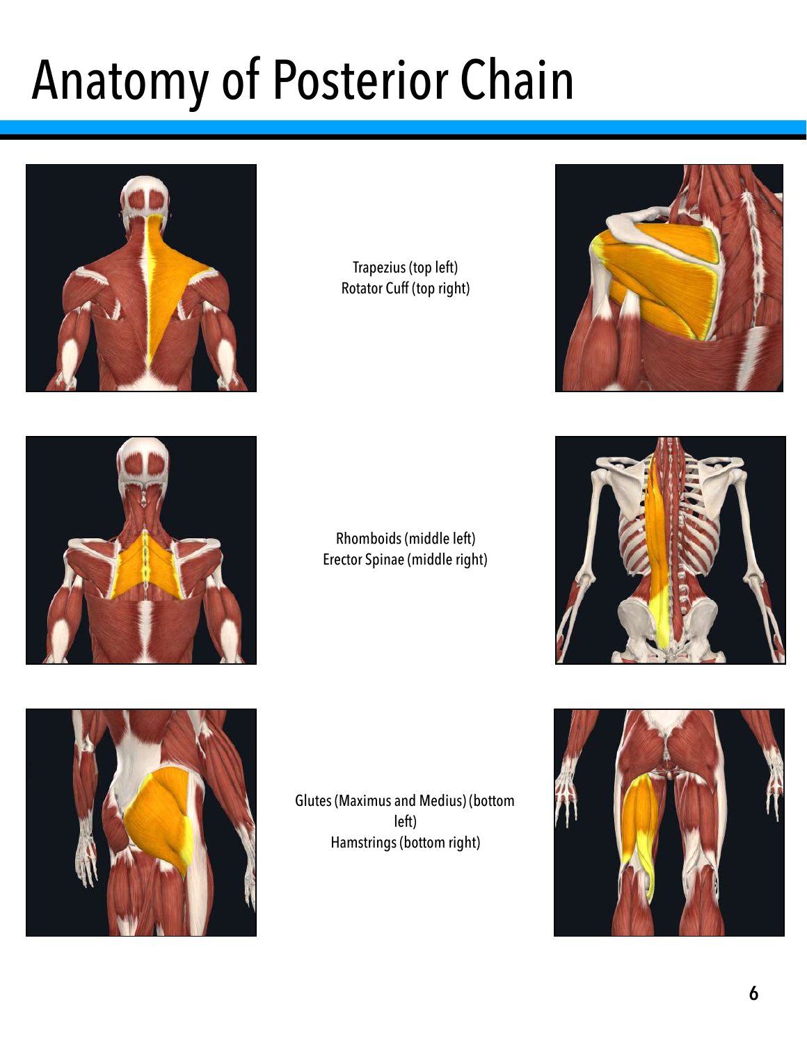# Anatomy of Posterior Chain

Trapezius (top left)
Rotator Cuff (top right)

Rhomboids (middle left)
Erector Spinae (middle right)

Glutes (Maximus and Medius) (bottom left)
Hamstrings (bottom right)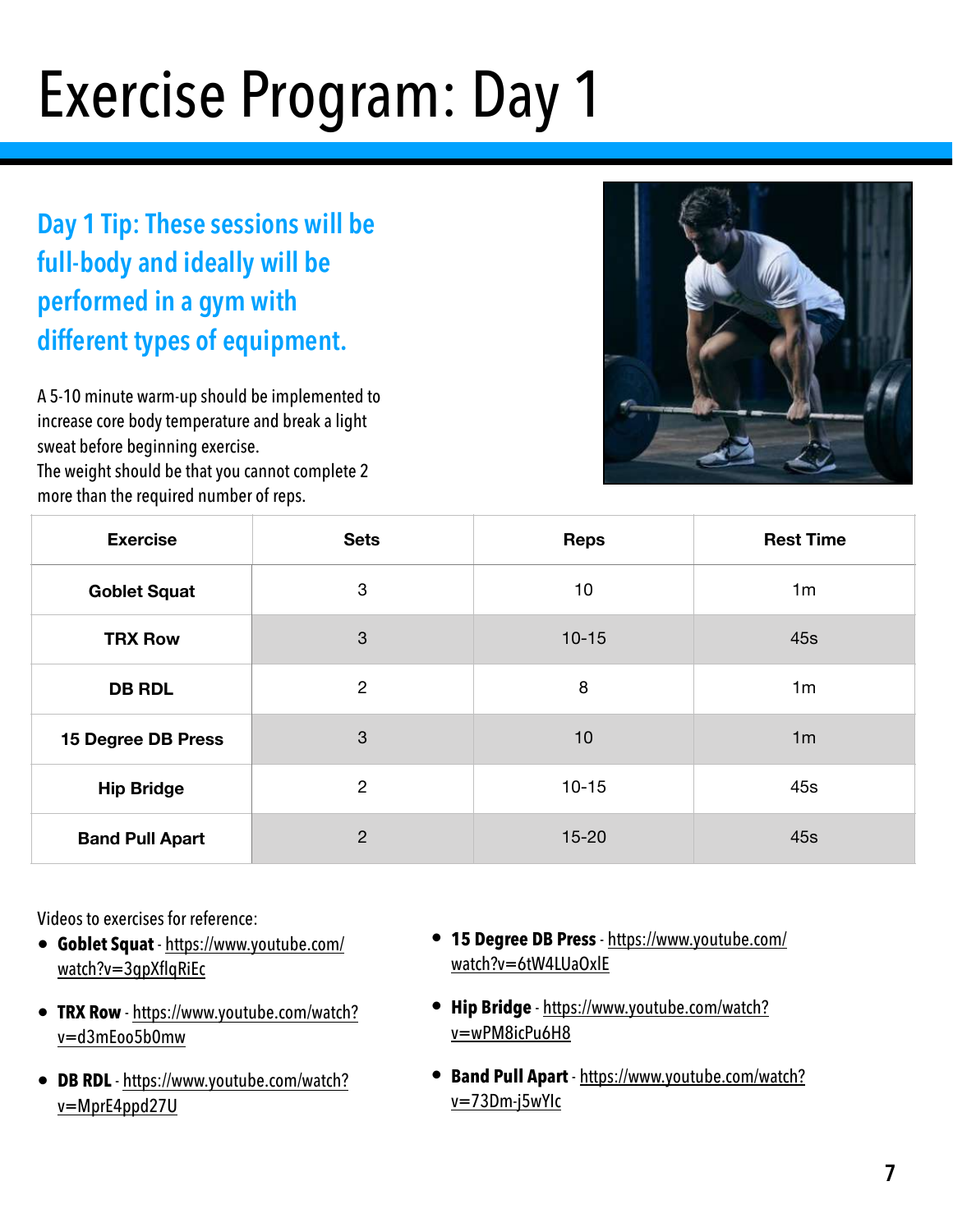# Exercise Program: Day 1

## Day 1 Tip: These sessions will be full-body and ideally will be performed in a gym with different types of equipment.

A 5-10 minute warm-up should be implemented to increase core body temperature and break a light sweat before beginning exercise.
The weight should be that you cannot complete 2 more than the required number of reps.

| Exercise | Sets | Reps | Rest Time |
|---|---|---|---|
| **Goblet Squat** | 3 | 10 | 1m |
| **TRX Row** | 3 | 10-15 | 45s |
| **DB RDL** | 2 | 8 | 1m |
| **15 Degree DB Press** | 3 | 10 | 1m |
| **Hip Bridge** | 2 | 10-15 | 45s |
| **Band Pull Apart** | 2 | 15-20 | 45s |

Videos to exercises for reference:

- **Goblet Squat** - https://www.youtube.com/watch?v=3gpXflqRiEc
- **TRX Row** - https://www.youtube.com/watch?v=d3mEoo5b0mw
- **DB RDL** - https://www.youtube.com/watch?v=MprE4ppd27U
- **15 Degree DB Press** - https://www.youtube.com/watch?v=6tW4LUaOxlE
- **Hip Bridge** - https://www.youtube.com/watch?v=wPM8icPu6H8
- **Band Pull Apart** - https://www.youtube.com/watch?v=73Dm-j5wYIc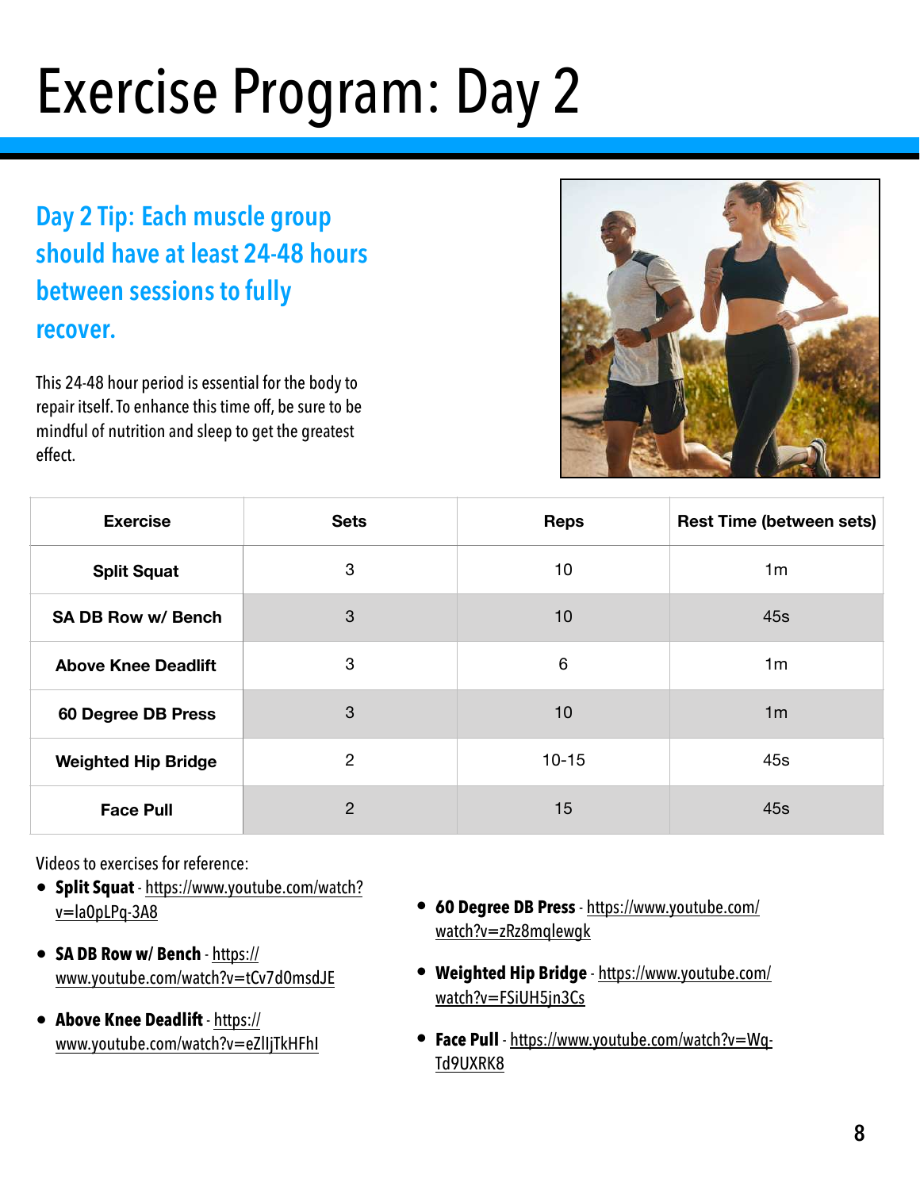# Exercise Program: Day 2

## Day 2 Tip: Each muscle group should have at least 24-48 hours between sessions to fully recover.

This 24-48 hour period is essential for the body to repair itself. To enhance this time off, be sure to be mindful of nutrition and sleep to get the greatest effect.

| Exercise | Sets | Reps | Rest Time (between sets) |
|---|---|---|---|
| **Split Squat** | 3 | 10 | 1m |
| **SA DB Row w/ Bench** | 3 | 10 | 45s |
| **Above Knee Deadlift** | 3 | 6 | 1m |
| **60 Degree DB Press** | 3 | 10 | 1m |
| **Weighted Hip Bridge** | 2 | 10-15 | 45s |
| **Face Pull** | 2 | 15 | 45s |

Videos to exercises for reference:

- **Split Squat** - https://www.youtube.com/watch?v=la0pLPq-3A8
- **SA DB Row w/ Bench** - https://www.youtube.com/watch?v=tCv7d0msdJE
- **Above Knee Deadlift** - https://www.youtube.com/watch?v=eZIljTkHFhI
- **60 Degree DB Press** - https://www.youtube.com/watch?v=zRz8mqlewgk
- **Weighted Hip Bridge** - https://www.youtube.com/watch?v=FSiUH5jn3Cs
- **Face Pull** - https://www.youtube.com/watch?v=Wq-Td9UXRK8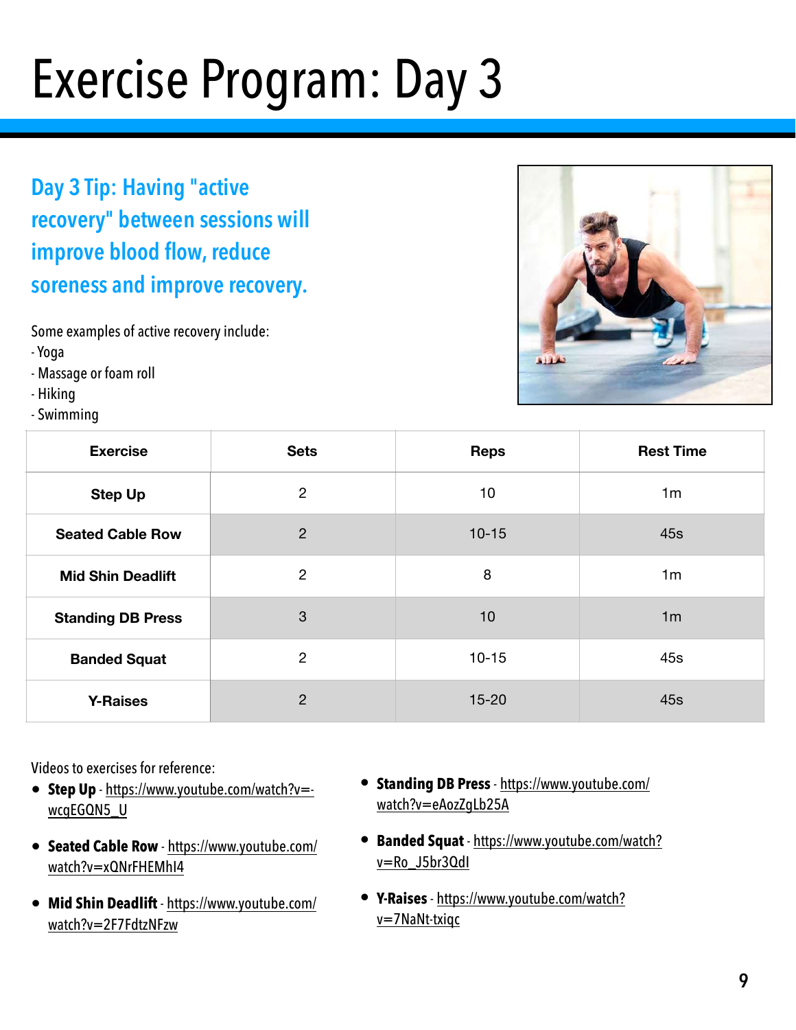# Exercise Program: Day 3

## Day 3 Tip: Having "active recovery" between sessions will improve blood flow, reduce soreness and improve recovery.

Some examples of active recovery include:
- Yoga
- Massage or foam roll
- Hiking
- Swimming

| Exercise | Sets | Reps | Rest Time |
|---|---|---|---|
| **Step Up** | 2 | 10 | 1m |
| **Seated Cable Row** | 2 | 10-15 | 45s |
| **Mid Shin Deadlift** | 2 | 8 | 1m |
| **Standing DB Press** | 3 | 10 | 1m |
| **Banded Squat** | 2 | 10-15 | 45s |
| **Y-Raises** | 2 | 15-20 | 45s |

Videos to exercises for reference:

- **Step Up** - https://www.youtube.com/watch?v=-wcgEGQN5_U
- **Seated Cable Row** - https://www.youtube.com/watch?v=xQNrFHEMhI4
- **Mid Shin Deadlift** - https://www.youtube.com/watch?v=2F7FdtzNFzw
- **Standing DB Press** - https://www.youtube.com/watch?v=eAozZgLb25A
- **Banded Squat** - https://www.youtube.com/watch?v=Ro_J5br3QdI
- **Y-Raises** - https://www.youtube.com/watch?v=7NaNt-txiqc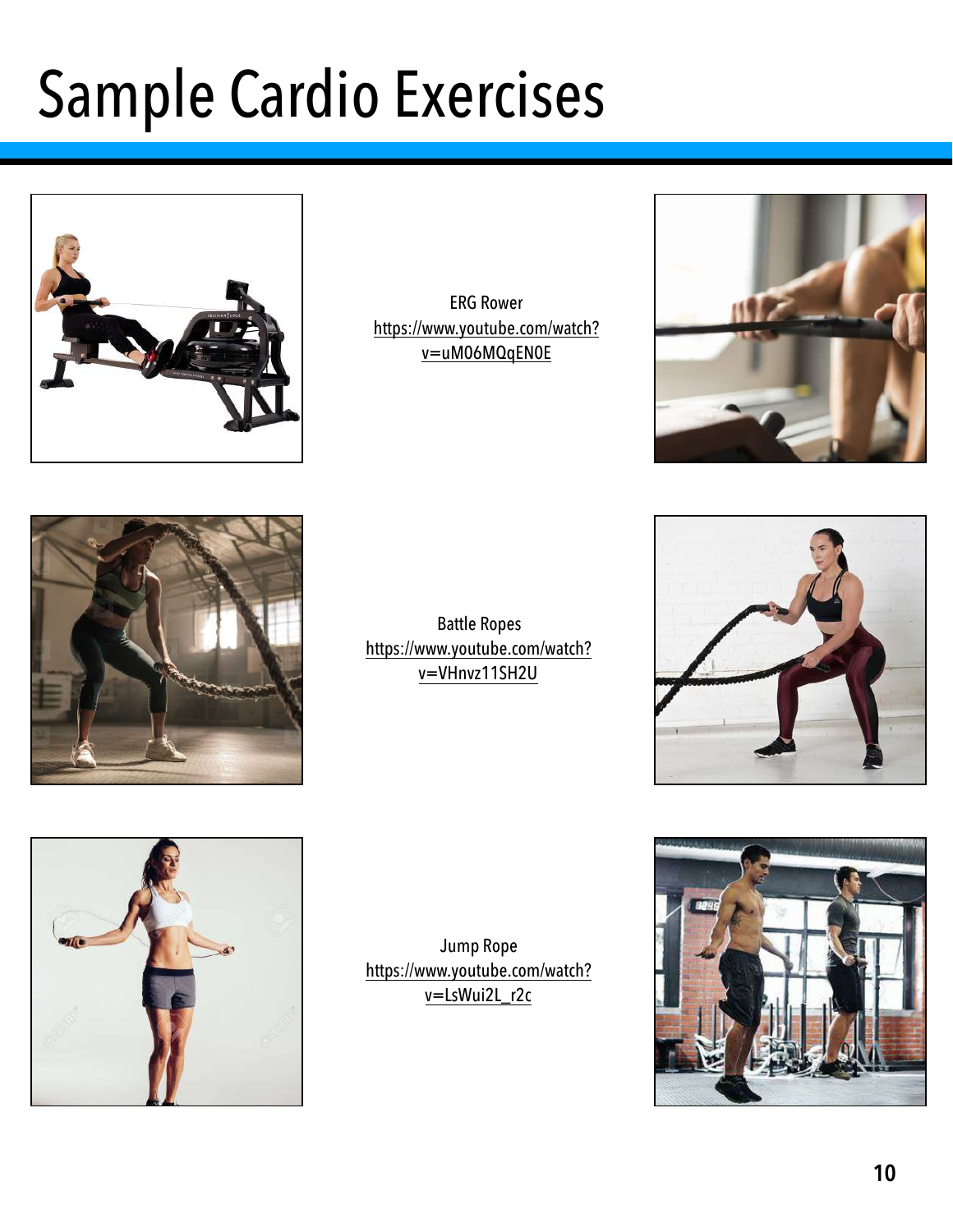# Sample Cardio Exercises

ERG Rower
https://www.youtube.com/watch?v=uM06MQqEN0E

Battle Ropes
https://www.youtube.com/watch?v=VHnvz11SH2U

Jump Rope
https://www.youtube.com/watch?v=LsWui2L_r2c